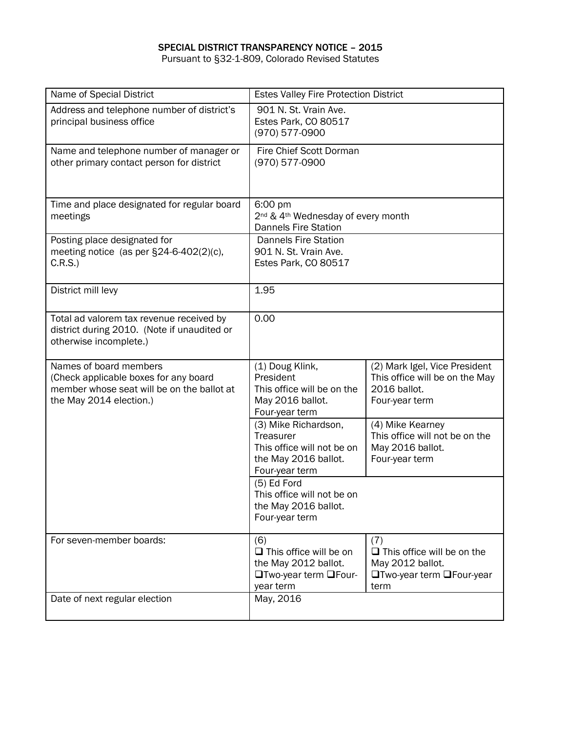# SPECIAL DISTRICT TRANSPARENCY NOTICE – 2015

Pursuant to §32-1-809, Colorado Revised Statutes

| | | |
|---|---|---|
| Name of Special District | Estes Valley Fire Protection District | |
| Address and telephone number of district's principal business office | 901 N. St. Vrain Ave.<br>Estes Park, CO 80517<br>(970) 577-0900 | |
| Name and telephone number of manager or other primary contact person for district | Fire Chief Scott Dorman<br>(970) 577-0900 | |
| Time and place designated for regular board meetings | 6:00 pm<br>2nd & 4th Wednesday of every month<br>Dannels Fire Station | |
| Posting place designated for meeting notice (as per §24-6-402(2)(c), C.R.S.) | Dannels Fire Station<br>901 N. St. Vrain Ave.<br>Estes Park, CO 80517 | |
| District mill levy | 1.95 | |
| Total ad valorem tax revenue received by district during 2010. (Note if unaudited or otherwise incomplete.) | 0.00 | |
| Names of board members (Check applicable boxes for any board member whose seat will be on the ballot at the May 2014 election.) | (1) Doug Klink, President<br>This office will be on the May 2016 ballot.<br>Four-year term | (2) Mark Igel, Vice President<br>This office will be on the May 2016 ballot.<br>Four-year term |
| | (3) Mike Richardson, Treasurer<br>This office will not be on the May 2016 ballot.<br>Four-year term | (4) Mike Kearney<br>This office will not be on the May 2016 ballot.<br>Four-year term |
| | (5) Ed Ford<br>This office will not be on the May 2016 ballot.<br>Four-year term | |
| For seven-member boards: | (6)<br>❑ This office will be on the May 2012 ballot.<br>❑Two-year term ❑Four-year term | (7)<br>❑ This office will be on the May 2012 ballot.<br>❑Two-year term ❑Four-year term |
| Date of next regular election | May, 2016 | |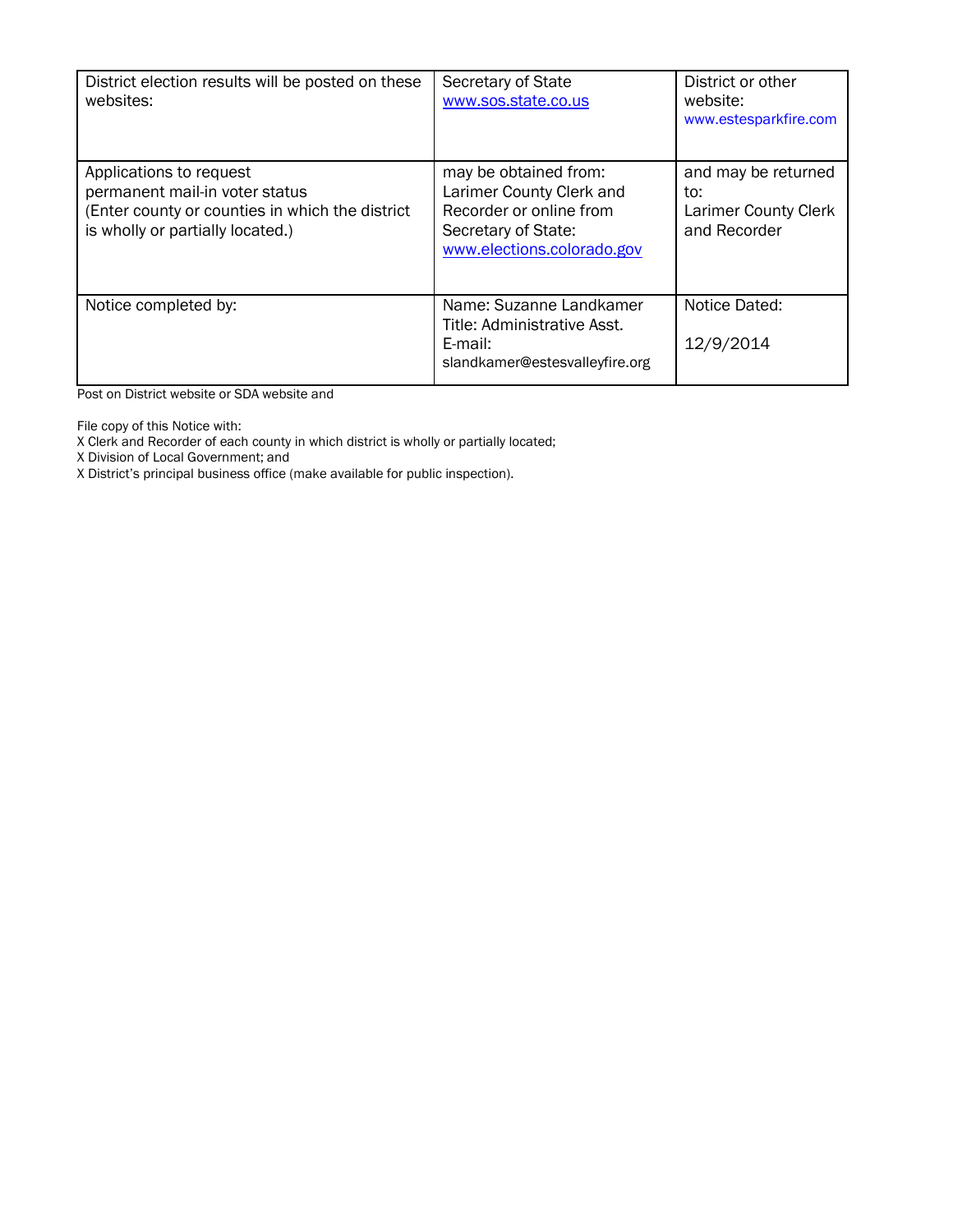| | | |
|---|---|---|
| District election results will be posted on these websites: | Secretary of State www.sos.state.co.us | District or other website: www.estesparkfire.com |
| Applications to request permanent mail-in voter status (Enter county or counties in which the district is wholly or partially located.) | may be obtained from: Larimer County Clerk and Recorder or online from Secretary of State: www.elections.colorado.gov | and may be returned to: Larimer County Clerk and Recorder |
| Notice completed by: | Name: Suzanne Landkamer Title: Administrative Asst. E-mail: slandkamer@estesvalleyfire.org | Notice Dated: 12/9/2014 |

Post on District website or SDA website and

File copy of this Notice with:
X Clerk and Recorder of each county in which district is wholly or partially located;
X Division of Local Government; and
X District's principal business office (make available for public inspection).